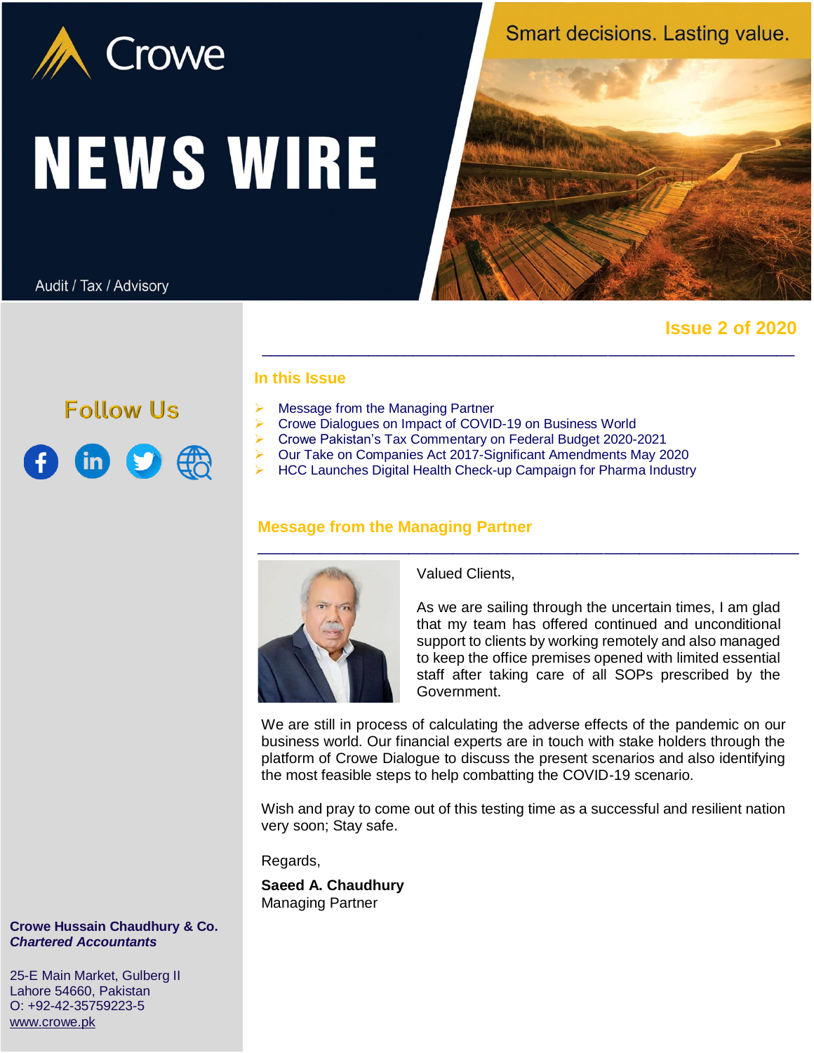Crowe

# NEWS WIRE

Audit / Tax / Advisory

Smart decisions. Lasting value.

**Issue 2 of 2020**

Follow Us

### In this Issue

- Message from the Managing Partner
- Crowe Dialogues on Impact of COVID-19 on Business World
- Crowe Pakistan's Tax Commentary on Federal Budget 2020-2021
- Our Take on Companies Act 2017-Significant Amendments May 2020
- HCC Launches Digital Health Check-up Campaign for Pharma Industry

## Message from the Managing Partner

Valued Clients,

As we are sailing through the uncertain times, I am glad that my team has offered continued and unconditional support to clients by working remotely and also managed to keep the office premises opened with limited essential staff after taking care of all SOPs prescribed by the Government.

We are still in process of calculating the adverse effects of the pandemic on our business world. Our financial experts are in touch with stake holders through the platform of Crowe Dialogue to discuss the present scenarios and also identifying the most feasible steps to help combatting the COVID-19 scenario.

Wish and pray to come out of this testing time as a successful and resilient nation very soon; Stay safe.

Regards,

**Saeed A. Chaudhury**
Managing Partner

**Crowe Hussain Chaudhury & Co.**
***Chartered Accountants***

25-E Main Market, Gulberg II
Lahore 54660, Pakistan
O: +92-42-35759223-5
www.crowe.pk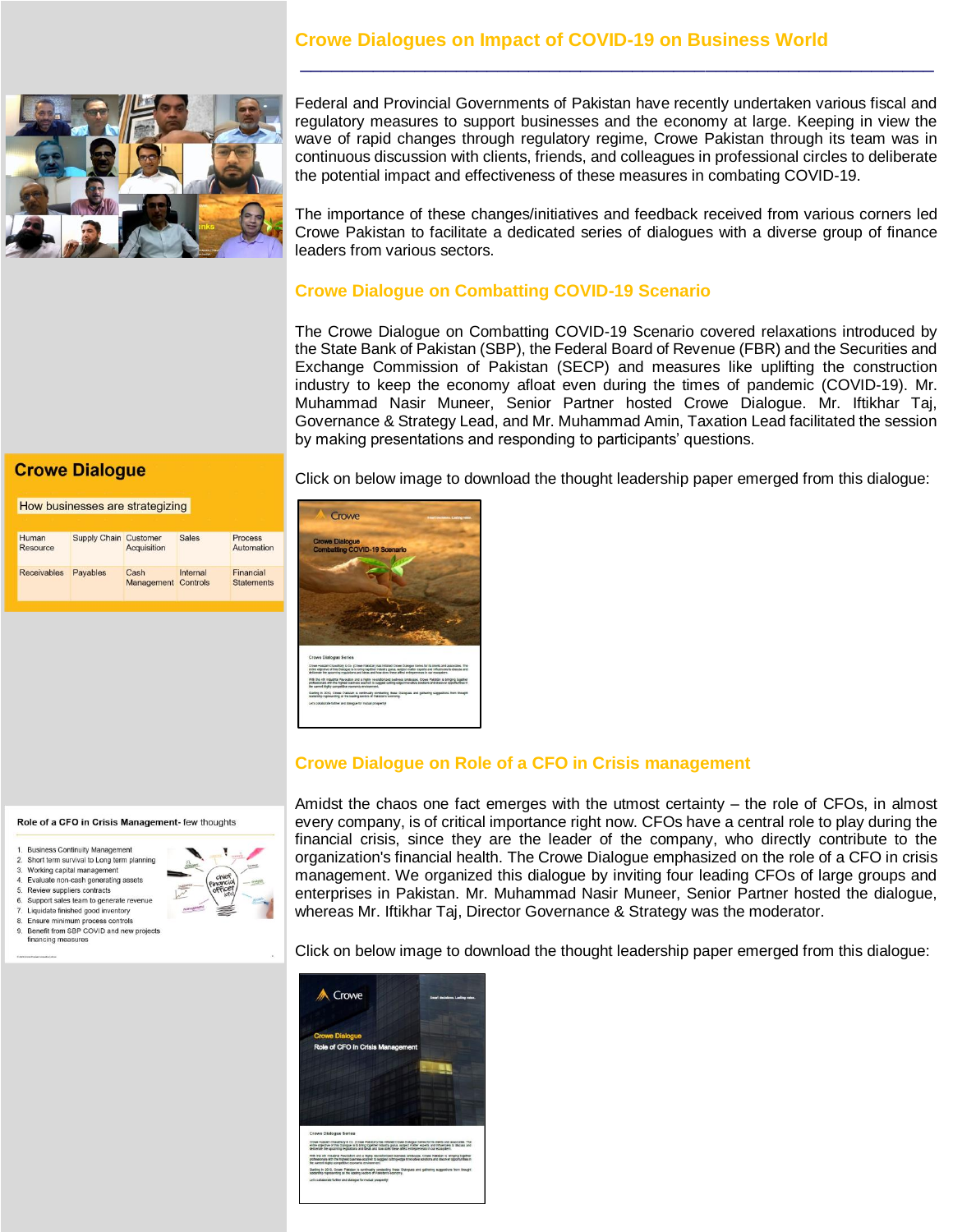## Crowe Dialogues on Impact of COVID-19 on Business World

Federal and Provincial Governments of Pakistan have recently undertaken various fiscal and regulatory measures to support businesses and the economy at large. Keeping in view the wave of rapid changes through regulatory regime, Crowe Pakistan through its team was in continuous discussion with clients, friends, and colleagues in professional circles to deliberate the potential impact and effectiveness of these measures in combating COVID-19.

The importance of these changes/initiatives and feedback received from various corners led Crowe Pakistan to facilitate a dedicated series of dialogues with a diverse group of finance leaders from various sectors.

### Crowe Dialogue on Combatting COVID-19 Scenario

The Crowe Dialogue on Combatting COVID-19 Scenario covered relaxations introduced by the State Bank of Pakistan (SBP), the Federal Board of Revenue (FBR) and the Securities and Exchange Commission of Pakistan (SECP) and measures like uplifting the construction industry to keep the economy afloat even during the times of pandemic (COVID-19). Mr. Muhammad Nasir Muneer, Senior Partner hosted Crowe Dialogue. Mr. Iftikhar Taj, Governance & Strategy Lead, and Mr. Muhammad Amin, Taxation Lead facilitated the session by making presentations and responding to participants' questions.

**Crowe Dialogue**

How businesses are strategizing

| Human Resource | Supply Chain | Customer Acquisition | Sales | Process Automation |
|---|---|---|---|---|
| Receivables | Payables | Cash Management | Internal Controls | Financial Statements |

Click on below image to download the thought leadership paper emerged from this dialogue:

### Crowe Dialogue on Role of a CFO in Crisis management

Amidst the chaos one fact emerges with the utmost certainty – the role of CFOs, in almost every company, is of critical importance right now. CFOs have a central role to play during the financial crisis, since they are the leader of the company, who directly contribute to the organization's financial health. The Crowe Dialogue emphasized on the role of a CFO in crisis management. We organized this dialogue by inviting four leading CFOs of large groups and enterprises in Pakistan. Mr. Muhammad Nasir Muneer, Senior Partner hosted the dialogue, whereas Mr. Iftikhar Taj, Director Governance & Strategy was the moderator.

**Role of a CFO in Crisis Management**- few thoughts

1. Business Continuity Management
2. Short term survival to Long term planning
3. Working capital management
4. Evaluate non-cash generating assets
5. Review suppliers contracts
6. Support sales team to generate revenue
7. Liquidate finished good inventory
8. Ensure minimum process controls
9. Benefit from SBP COVID and new projects financing measures

Click on below image to download the thought leadership paper emerged from this dialogue: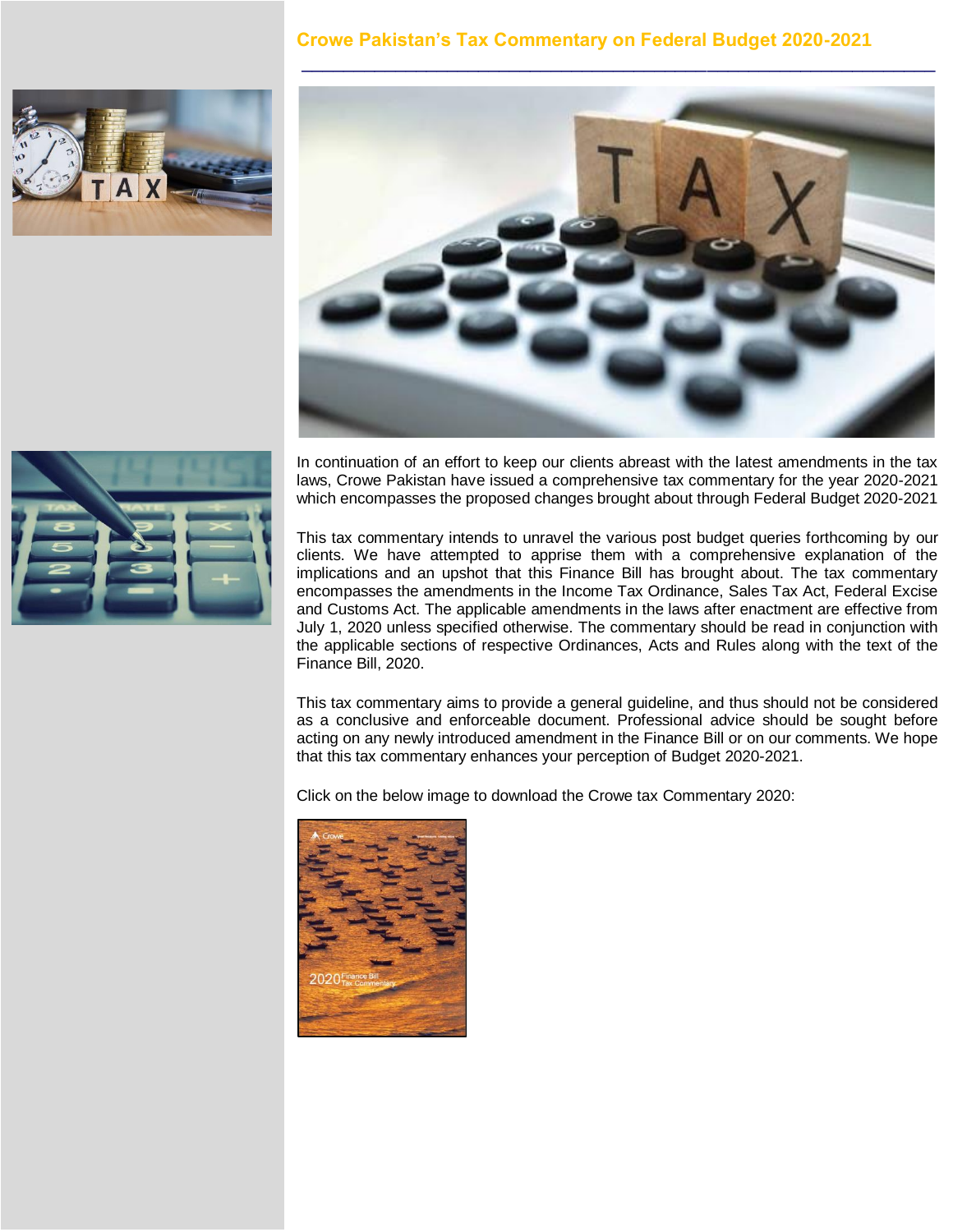## Crowe Pakistan's Tax Commentary on Federal Budget 2020-2021

In continuation of an effort to keep our clients abreast with the latest amendments in the tax laws, Crowe Pakistan have issued a comprehensive tax commentary for the year 2020-2021 which encompasses the proposed changes brought about through Federal Budget 2020-2021

This tax commentary intends to unravel the various post budget queries forthcoming by our clients. We have attempted to apprise them with a comprehensive explanation of the implications and an upshot that this Finance Bill has brought about. The tax commentary encompasses the amendments in the Income Tax Ordinance, Sales Tax Act, Federal Excise and Customs Act. The applicable amendments in the laws after enactment are effective from July 1, 2020 unless specified otherwise. The commentary should be read in conjunction with the applicable sections of respective Ordinances, Acts and Rules along with the text of the Finance Bill, 2020.

This tax commentary aims to provide a general guideline, and thus should not be considered as a conclusive and enforceable document. Professional advice should be sought before acting on any newly introduced amendment in the Finance Bill or on our comments. We hope that this tax commentary enhances your perception of Budget 2020-2021.

Click on the below image to download the Crowe tax Commentary 2020: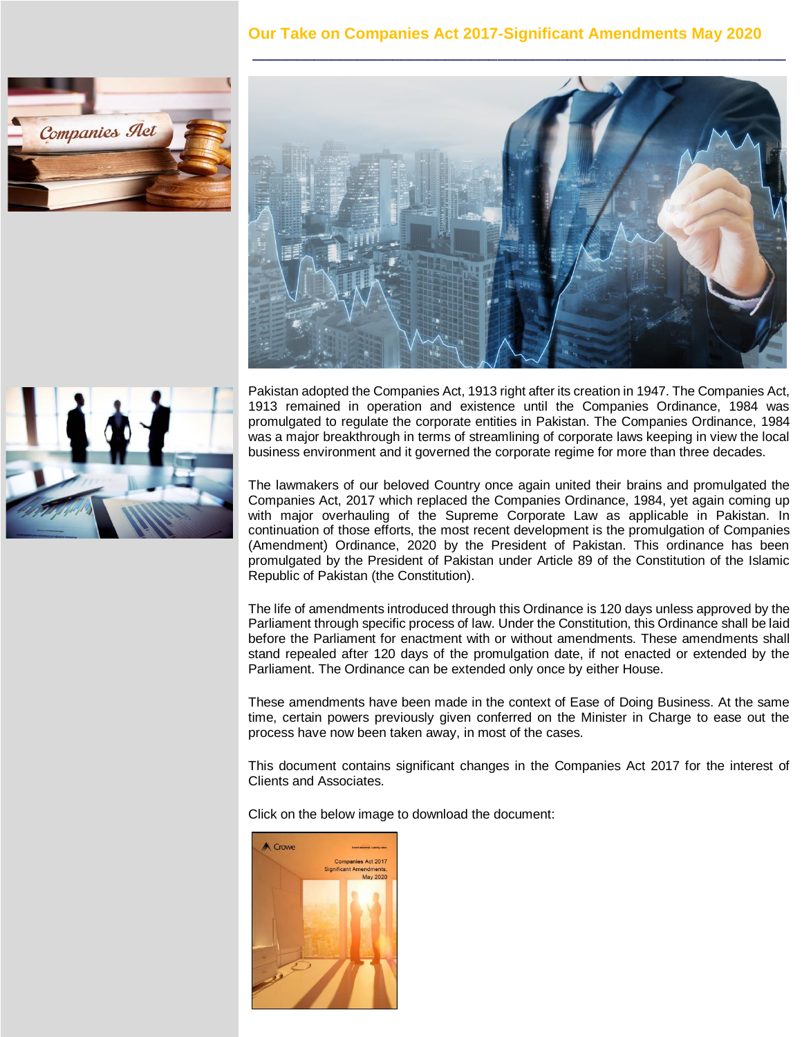# Our Take on Companies Act 2017-Significant Amendments May 2020

Pakistan adopted the Companies Act, 1913 right after its creation in 1947. The Companies Act, 1913 remained in operation and existence until the Companies Ordinance, 1984 was promulgated to regulate the corporate entities in Pakistan. The Companies Ordinance, 1984 was a major breakthrough in terms of streamlining of corporate laws keeping in view the local business environment and it governed the corporate regime for more than three decades.

The lawmakers of our beloved Country once again united their brains and promulgated the Companies Act, 2017 which replaced the Companies Ordinance, 1984, yet again coming up with major overhauling of the Supreme Corporate Law as applicable in Pakistan. In continuation of those efforts, the most recent development is the promulgation of Companies (Amendment) Ordinance, 2020 by the President of Pakistan. This ordinance has been promulgated by the President of Pakistan under Article 89 of the Constitution of the Islamic Republic of Pakistan (the Constitution).

The life of amendments introduced through this Ordinance is 120 days unless approved by the Parliament through specific process of law. Under the Constitution, this Ordinance shall be laid before the Parliament for enactment with or without amendments. These amendments shall stand repealed after 120 days of the promulgation date, if not enacted or extended by the Parliament. The Ordinance can be extended only once by either House.

These amendments have been made in the context of Ease of Doing Business. At the same time, certain powers previously given conferred on the Minister in Charge to ease out the process have now been taken away, in most of the cases.

This document contains significant changes in the Companies Act 2017 for the interest of Clients and Associates.

Click on the below image to download the document: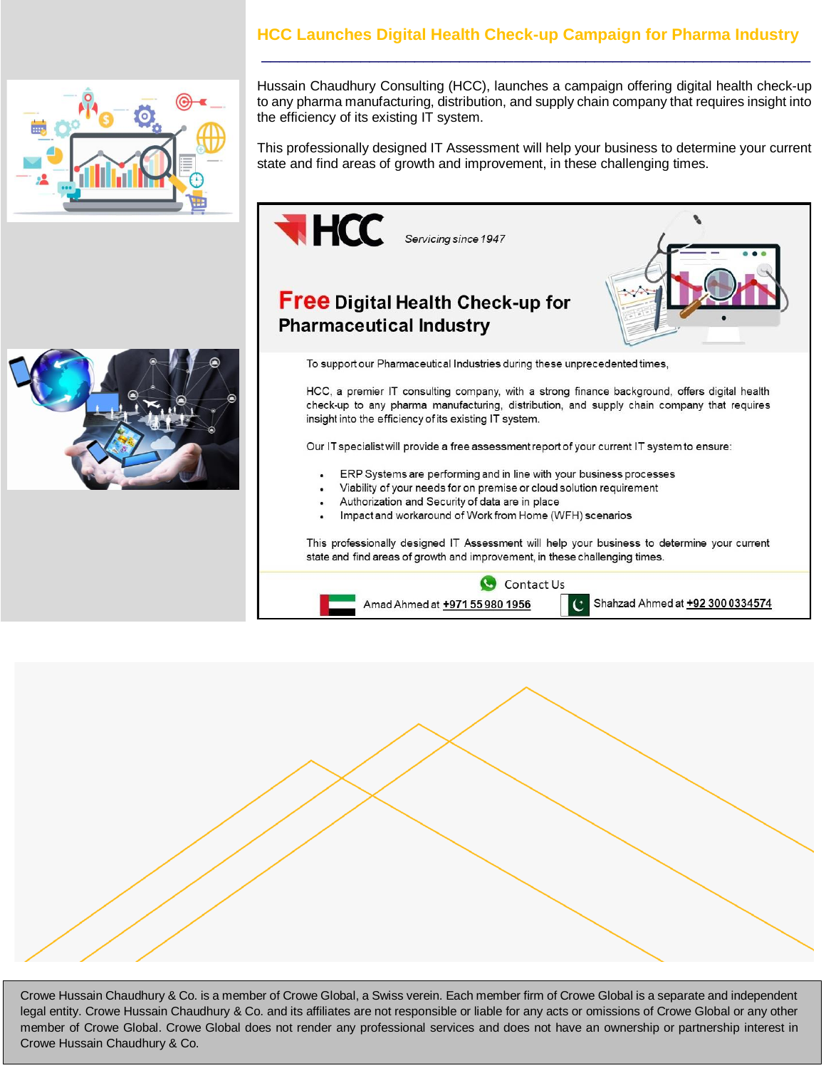## HCC Launches Digital Health Check-up Campaign for Pharma Industry

Hussain Chaudhury Consulting (HCC), launches a campaign offering digital health check-up to any pharma manufacturing, distribution, and supply chain company that requires insight into the efficiency of its existing IT system.

This professionally designed IT Assessment will help your business to determine your current state and find areas of growth and improvement, in these challenging times.

HCC *Servicing since 1947*

**Free Digital Health Check-up for Pharmaceutical Industry**

To support our Pharmaceutical Industries during these unprecedented times,

HCC, a premier IT consulting company, with a strong finance background, offers digital health check-up to any pharma manufacturing, distribution, and supply chain company that requires insight into the efficiency of its existing IT system.

Our IT specialist will provide a free assessment report of your current IT system to ensure:

- ERP Systems are performing and in line with your business processes
- Viability of your needs for on premise or cloud solution requirement
- Authorization and Security of data are in place
- Impact and workaround of Work from Home (WFH) scenarios

This professionally designed IT Assessment will help your business to determine your current state and find areas of growth and improvement, in these challenging times.

Contact Us

Amad Ahmed at +971 55 980 1956

Shahzad Ahmed at +92 300 0334574

Crowe Hussain Chaudhury & Co. is a member of Crowe Global, a Swiss verein. Each member firm of Crowe Global is a separate and independent legal entity. Crowe Hussain Chaudhury & Co. and its affiliates are not responsible or liable for any acts or omissions of Crowe Global or any other member of Crowe Global. Crowe Global does not render any professional services and does not have an ownership or partnership interest in Crowe Hussain Chaudhury & Co.